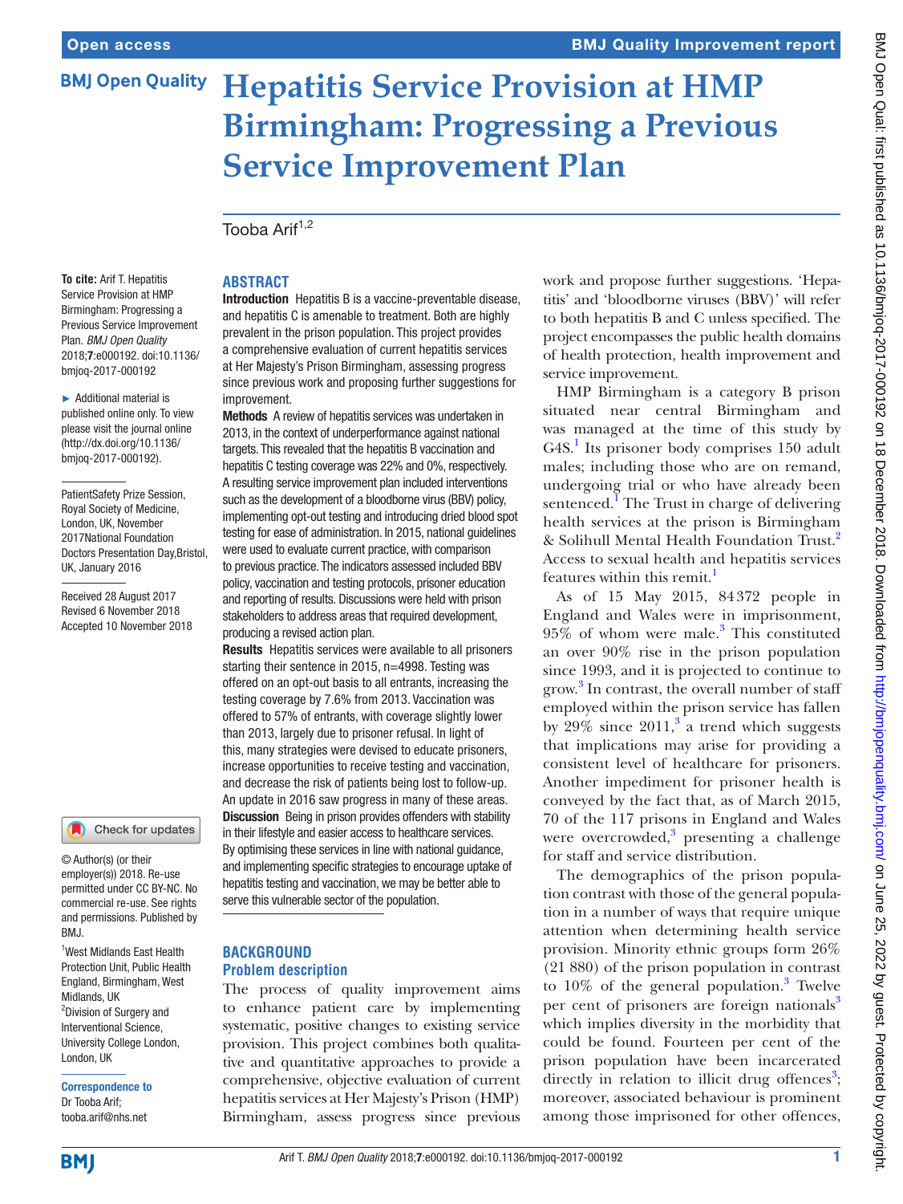# Hepatitis Service Provision at HMP Birmingham: Progressing a Previous Service Improvement Plan

Tooba Arif[1,2]

**To cite:** Arif T. Hepatitis Service Provision at HMP Birmingham: Progressing a Previous Service Improvement Plan. *BMJ Open Quality* 2018;**7**:e000192. doi:10.1136/bmjoq-2017-000192

► Additional material is published online only. To view please visit the journal online (http://dx.doi.org/10.1136/bmjoq-2017-000192).

PatientSafety Prize Session, Royal Society of Medicine, London, UK, November 2017National Foundation Doctors Presentation Day,Bristol, UK, January 2016

Received 28 August 2017
Revised 6 November 2018
Accepted 10 November 2018

© Author(s) (or their employer(s)) 2018. Re-use permitted under CC BY-NC. No commercial re-use. See rights and permissions. Published by BMJ.

[1]West Midlands East Health Protection Unit, Public Health England, Birmingham, West Midlands, UK
[2]Division of Surgery and Interventional Science, University College London, London, UK

**Correspondence to**
Dr Tooba Arif;
tooba.arif@nhs.net

## Abstract

**Introduction** Hepatitis B is a vaccine-preventable disease, and hepatitis C is amenable to treatment. Both are highly prevalent in the prison population. This project provides a comprehensive evaluation of current hepatitis services at Her Majesty's Prison Birmingham, assessing progress since previous work and proposing further suggestions for improvement.

**Methods** A review of hepatitis services was undertaken in 2013, in the context of underperformance against national targets. This revealed that the hepatitis B vaccination and hepatitis C testing coverage was 22% and 0%, respectively. A resulting service improvement plan included interventions such as the development of a bloodborne virus (BBV) policy, implementing opt-out testing and introducing dried blood spot testing for ease of administration. In 2015, national guidelines were used to evaluate current practice, with comparison to previous practice. The indicators assessed included BBV policy, vaccination and testing protocols, prisoner education and reporting of results. Discussions were held with prison stakeholders to address areas that required development, producing a revised action plan.

**Results** Hepatitis services were available to all prisoners starting their sentence in 2015, n=4998. Testing was offered on an opt-out basis to all entrants, increasing the testing coverage by 7.6% from 2013. Vaccination was offered to 57% of entrants, with coverage slightly lower than 2013, largely due to prisoner refusal. In light of this, many strategies were devised to educate prisoners, increase opportunities to receive testing and vaccination, and decrease the risk of patients being lost to follow-up. An update in 2016 saw progress in many of these areas.

**Discussion** Being in prison provides offenders with stability in their lifestyle and easier access to healthcare services. By optimising these services in line with national guidance, and implementing specific strategies to encourage uptake of hepatitis testing and vaccination, we may be better able to serve this vulnerable sector of the population.

## Background

### Problem description

The process of quality improvement aims to enhance patient care by implementing systematic, positive changes to existing service provision. This project combines both qualitative and quantitative approaches to provide a comprehensive, objective evaluation of current hepatitis services at Her Majesty's Prison (HMP) Birmingham, assess progress since previous work and propose further suggestions. 'Hepatitis' and 'bloodborne viruses (BBV)' will refer to both hepatitis B and C unless specified. The project encompasses the public health domains of health protection, health improvement and service improvement.

HMP Birmingham is a category B prison situated near central Birmingham and was managed at the time of this study by G4S.[1] Its prisoner body comprises 150 adult males; including those who are on remand, undergoing trial or who have already been sentenced.[1] The Trust in charge of delivering health services at the prison is Birmingham & Solihull Mental Health Foundation Trust.[2] Access to sexual health and hepatitis services features within this remit.[1]

As of 15 May 2015, 84372 people in England and Wales were in imprisonment, 95% of whom were male.[3] This constituted an over 90% rise in the prison population since 1993, and it is projected to continue to grow.[3] In contrast, the overall number of staff employed within the prison service has fallen by 29% since 2011,[3] a trend which suggests that implications may arise for providing a consistent level of healthcare for prisoners. Another impediment for prisoner health is conveyed by the fact that, as of March 2015, 70 of the 117 prisons in England and Wales were overcrowded,[3] presenting a challenge for staff and service distribution.

The demographics of the prison population contrast with those of the general population in a number of ways that require unique attention when determining health service provision. Minority ethnic groups form 26% (21 880) of the prison population in contrast to 10% of the general population.[3] Twelve per cent of prisoners are foreign nationals[3] which implies diversity in the morbidity that could be found. Fourteen per cent of the prison population have been incarcerated directly in relation to illicit drug offences[3]; moreover, associated behaviour is prominent among those imprisoned for other offences,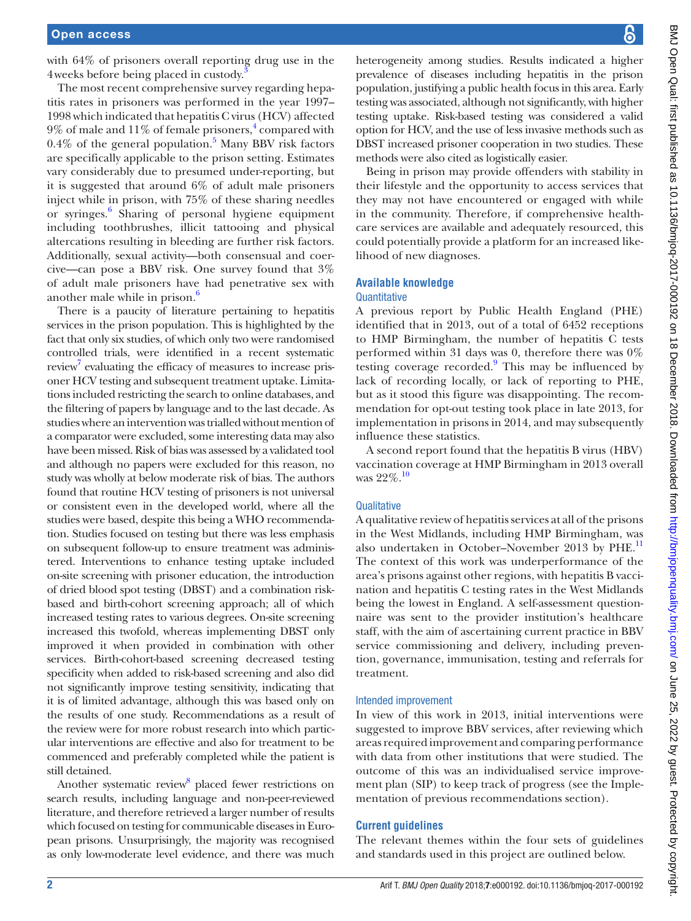with 64% of prisoners overall reporting drug use in the 4 weeks before being placed in custody.[3]

The most recent comprehensive survey regarding hepatitis rates in prisoners was performed in the year 1997–1998 which indicated that hepatitis C virus (HCV) affected 9% of male and 11% of female prisoners,[4] compared with 0.4% of the general population.[5] Many BBV risk factors are specifically applicable to the prison setting. Estimates vary considerably due to presumed under-reporting, but it is suggested that around 6% of adult male prisoners inject while in prison, with 75% of these sharing needles or syringes.[6] Sharing of personal hygiene equipment including toothbrushes, illicit tattooing and physical altercations resulting in bleeding are further risk factors. Additionally, sexual activity—both consensual and coercive—can pose a BBV risk. One survey found that 3% of adult male prisoners have had penetrative sex with another male while in prison.[6]

There is a paucity of literature pertaining to hepatitis services in the prison population. This is highlighted by the fact that only six studies, of which only two were randomised controlled trials, were identified in a recent systematic review[7] evaluating the efficacy of measures to increase prisoner HCV testing and subsequent treatment uptake. Limitations included restricting the search to online databases, and the filtering of papers by language and to the last decade. As studies where an intervention was trialled without mention of a comparator were excluded, some interesting data may also have been missed. Risk of bias was assessed by a validated tool and although no papers were excluded for this reason, no study was wholly at below moderate risk of bias. The authors found that routine HCV testing of prisoners is not universal or consistent even in the developed world, where all the studies were based, despite this being a WHO recommendation. Studies focused on testing but there was less emphasis on subsequent follow-up to ensure treatment was administered. Interventions to enhance testing uptake included on-site screening with prisoner education, the introduction of dried blood spot testing (DBST) and a combination risk-based and birth-cohort screening approach; all of which increased testing rates to various degrees. On-site screening increased this twofold, whereas implementing DBST only improved it when provided in combination with other services. Birth-cohort-based screening decreased testing specificity when added to risk-based screening and also did not significantly improve testing sensitivity, indicating that it is of limited advantage, although this was based only on the results of one study. Recommendations as a result of the review were for more robust research into which particular interventions are effective and also for treatment to be commenced and preferably completed while the patient is still detained.

Another systematic review[8] placed fewer restrictions on search results, including language and non-peer-reviewed literature, and therefore retrieved a larger number of results which focused on testing for communicable diseases in European prisons. Unsurprisingly, the majority was recognised as only low-moderate level evidence, and there was much heterogeneity among studies. Results indicated a higher prevalence of diseases including hepatitis in the prison population, justifying a public health focus in this area. Early testing was associated, although not significantly, with higher testing uptake. Risk-based testing was considered a valid option for HCV, and the use of less invasive methods such as DBST increased prisoner cooperation in two studies. These methods were also cited as logistically easier.

Being in prison may provide offenders with stability in their lifestyle and the opportunity to access services that they may not have encountered or engaged with while in the community. Therefore, if comprehensive healthcare services are available and adequately resourced, this could potentially provide a platform for an increased likelihood of new diagnoses.

## Available knowledge

### Quantitative

A previous report by Public Health England (PHE) identified that in 2013, out of a total of 6452 receptions to HMP Birmingham, the number of hepatitis C tests performed within 31 days was 0, therefore there was 0% testing coverage recorded.[9] This may be influenced by lack of recording locally, or lack of reporting to PHE, but as it stood this figure was disappointing. The recommendation for opt-out testing took place in late 2013, for implementation in prisons in 2014, and may subsequently influence these statistics.

A second report found that the hepatitis B virus (HBV) vaccination coverage at HMP Birmingham in 2013 overall was 22%.[10]

### Qualitative

A qualitative review of hepatitis services at all of the prisons in the West Midlands, including HMP Birmingham, was also undertaken in October–November 2013 by PHE.[11] The context of this work was underperformance of the area's prisons against other regions, with hepatitis B vaccination and hepatitis C testing rates in the West Midlands being the lowest in England. A self-assessment questionnaire was sent to the provider institution's healthcare staff, with the aim of ascertaining current practice in BBV service commissioning and delivery, including prevention, governance, immunisation, testing and referrals for treatment.

### Intended improvement

In view of this work in 2013, initial interventions were suggested to improve BBV services, after reviewing which areas required improvement and comparing performance with data from other institutions that were studied. The outcome of this was an individualised service improvement plan (SIP) to keep track of progress (see the Implementation of previous recommendations section).

## Current guidelines

The relevant themes within the four sets of guidelines and standards used in this project are outlined below.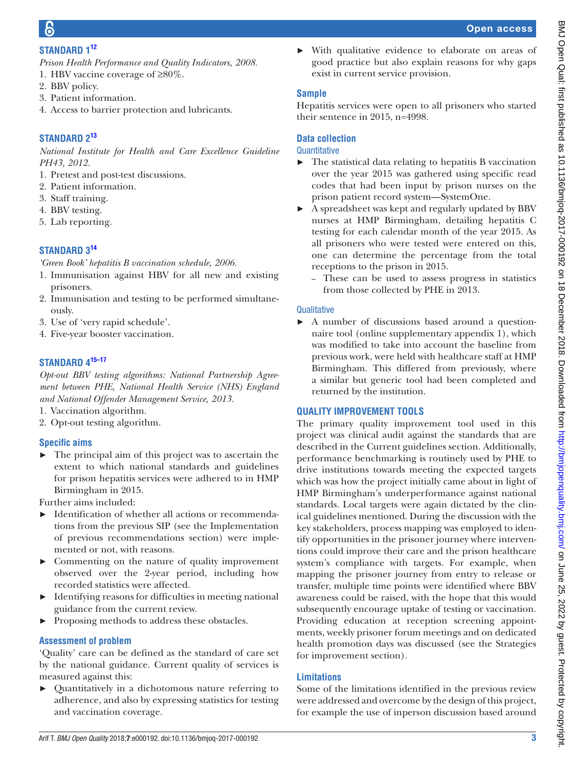### STANDARD 1[12]

*Prison Health Performance and Quality Indicators, 2008.*

1. HBV vaccine coverage of ≥80%.
2. BBV policy.
3. Patient information.
4. Access to barrier protection and lubricants.

### STANDARD 2[13]

*National Institute for Health and Care Excellence Guideline PH43, 2012.*

1. Pretest and post-test discussions.
2. Patient information.
3. Staff training.
4. BBV testing.
5. Lab reporting.

### STANDARD 3[14]

*'Green Book' hepatitis B vaccination schedule, 2006.*

1. Immunisation against HBV for all new and existing prisoners.
2. Immunisation and testing to be performed simultaneously.
3. Use of 'very rapid schedule'.
4. Five-year booster vaccination.

### STANDARD 4[15–17]

*Opt-out BBV testing algorithms: National Partnership Agreement between PHE, National Health Service (NHS) England and National Offender Management Service, 2013.*

1. Vaccination algorithm.
2. Opt-out testing algorithm.

### Specific aims

- The principal aim of this project was to ascertain the extent to which national standards and guidelines for prison hepatitis services were adhered to in HMP Birmingham in 2015.

Further aims included:

- Identification of whether all actions or recommendations from the previous SIP (see the Implementation of previous recommendations section) were implemented or not, with reasons.
- Commenting on the nature of quality improvement observed over the 2-year period, including how recorded statistics were affected.
- Identifying reasons for difficulties in meeting national guidance from the current review.
- Proposing methods to address these obstacles.

### Assessment of problem

'Quality' care can be defined as the standard of care set by the national guidance. Current quality of services is measured against this:

- Quantitatively in a dichotomous nature referring to adherence, and also by expressing statistics for testing and vaccination coverage.
- With qualitative evidence to elaborate on areas of good practice but also explain reasons for why gaps exist in current service provision.

### Sample

Hepatitis services were open to all prisoners who started their sentence in 2015, n=4998.

### Data collection

#### Quantitative

- The statistical data relating to hepatitis B vaccination over the year 2015 was gathered using specific read codes that had been input by prison nurses on the prison patient record system—SystemOne.
- A spreadsheet was kept and regularly updated by BBV nurses at HMP Birmingham, detailing hepatitis C testing for each calendar month of the year 2015. As all prisoners who were tested were entered on this, one can determine the percentage from the total receptions to the prison in 2015.
  - These can be used to assess progress in statistics from those collected by PHE in 2013.

#### Qualitative

- A number of discussions based around a questionnaire tool (online supplementary appendix 1), which was modified to take into account the baseline from previous work, were held with healthcare staff at HMP Birmingham. This differed from previously, where a similar but generic tool had been completed and returned by the institution.

### QUALITY IMPROVEMENT TOOLS

The primary quality improvement tool used in this project was clinical audit against the standards that are described in the Current guidelines section. Additionally, performance benchmarking is routinely used by PHE to drive institutions towards meeting the expected targets which was how the project initially came about in light of HMP Birmingham's underperformance against national standards. Local targets were again dictated by the clinical guidelines mentioned. During the discussion with the key stakeholders, process mapping was employed to identify opportunities in the prisoner journey where interventions could improve their care and the prison healthcare system's compliance with targets. For example, when mapping the prisoner journey from entry to release or transfer, multiple time points were identified where BBV awareness could be raised, with the hope that this would subsequently encourage uptake of testing or vaccination. Providing education at reception screening appointments, weekly prisoner forum meetings and on dedicated health promotion days was discussed (see the Strategies for improvement section).

### Limitations

Some of the limitations identified in the previous review were addressed and overcome by the design of this project, for example the use of inperson discussion based around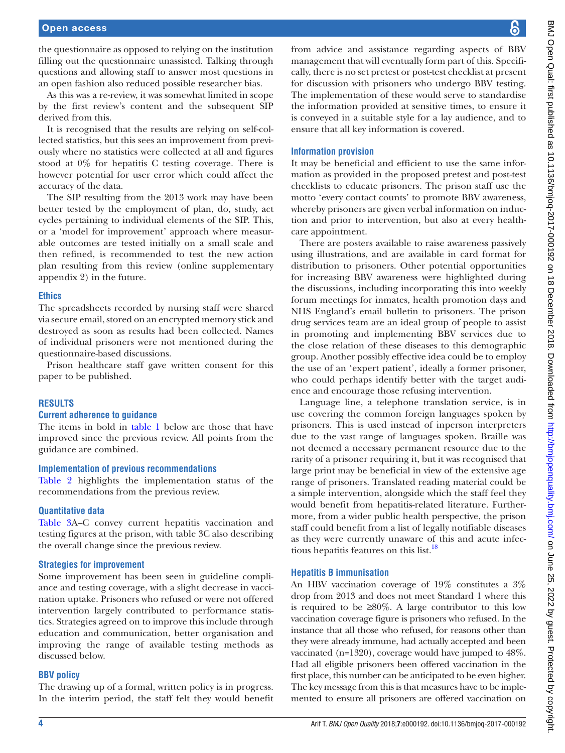the questionnaire as opposed to relying on the institution filling out the questionnaire unassisted. Talking through questions and allowing staff to answer most questions in an open fashion also reduced possible researcher bias.

As this was a re-review, it was somewhat limited in scope by the first review's content and the subsequent SIP derived from this.

It is recognised that the results are relying on self-collected statistics, but this sees an improvement from previously where no statistics were collected at all and figures stood at 0% for hepatitis C testing coverage. There is however potential for user error which could affect the accuracy of the data.

The SIP resulting from the 2013 work may have been better tested by the employment of plan, do, study, act cycles pertaining to individual elements of the SIP. This, or a 'model for improvement' approach where measurable outcomes are tested initially on a small scale and then refined, is recommended to test the new action plan resulting from this review (online supplementary appendix 2) in the future.

### Ethics

The spreadsheets recorded by nursing staff were shared via secure email, stored on an encrypted memory stick and destroyed as soon as results had been collected. Names of individual prisoners were not mentioned during the questionnaire-based discussions.

Prison healthcare staff gave written consent for this paper to be published.

## RESULTS

### Current adherence to guidance

The items in bold in table 1 below are those that have improved since the previous review. All points from the guidance are combined.

### Implementation of previous recommendations

Table 2 highlights the implementation status of the recommendations from the previous review.

### Quantitative data

Table 3A–C convey current hepatitis vaccination and testing figures at the prison, with table 3C also describing the overall change since the previous review.

### Strategies for improvement

Some improvement has been seen in guideline compliance and testing coverage, with a slight decrease in vaccination uptake. Prisoners who refused or were not offered intervention largely contributed to performance statistics. Strategies agreed on to improve this include through education and communication, better organisation and improving the range of available testing methods as discussed below.

### BBV policy

The drawing up of a formal, written policy is in progress. In the interim period, the staff felt they would benefit from advice and assistance regarding aspects of BBV management that will eventually form part of this. Specifically, there is no set pretest or post-test checklist at present for discussion with prisoners who undergo BBV testing. The implementation of these would serve to standardise the information provided at sensitive times, to ensure it is conveyed in a suitable style for a lay audience, and to ensure that all key information is covered.

### Information provision

It may be beneficial and efficient to use the same information as provided in the proposed pretest and post-test checklists to educate prisoners. The prison staff use the motto 'every contact counts' to promote BBV awareness, whereby prisoners are given verbal information on induction and prior to intervention, but also at every healthcare appointment.

There are posters available to raise awareness passively using illustrations, and are available in card format for distribution to prisoners. Other potential opportunities for increasing BBV awareness were highlighted during the discussions, including incorporating this into weekly forum meetings for inmates, health promotion days and NHS England's email bulletin to prisoners. The prison drug services team are an ideal group of people to assist in promoting and implementing BBV services due to the close relation of these diseases to this demographic group. Another possibly effective idea could be to employ the use of an 'expert patient', ideally a former prisoner, who could perhaps identify better with the target audience and encourage those refusing intervention.

Language line, a telephone translation service, is in use covering the common foreign languages spoken by prisoners. This is used instead of inperson interpreters due to the vast range of languages spoken. Braille was not deemed a necessary permanent resource due to the rarity of a prisoner requiring it, but it was recognised that large print may be beneficial in view of the extensive age range of prisoners. Translated reading material could be a simple intervention, alongside which the staff feel they would benefit from hepatitis-related literature. Furthermore, from a wider public health perspective, the prison staff could benefit from a list of legally notifiable diseases as they were currently unaware of this and acute infectious hepatitis features on this list.[18]

### Hepatitis B immunisation

An HBV vaccination coverage of 19% constitutes a 3% drop from 2013 and does not meet Standard 1 where this is required to be ≥80%. A large contributor to this low vaccination coverage figure is prisoners who refused. In the instance that all those who refused, for reasons other than they were already immune, had actually accepted and been vaccinated (n=1320), coverage would have jumped to 48%. Had all eligible prisoners been offered vaccination in the first place, this number can be anticipated to be even higher. The key message from this is that measures have to be implemented to ensure all prisoners are offered vaccination on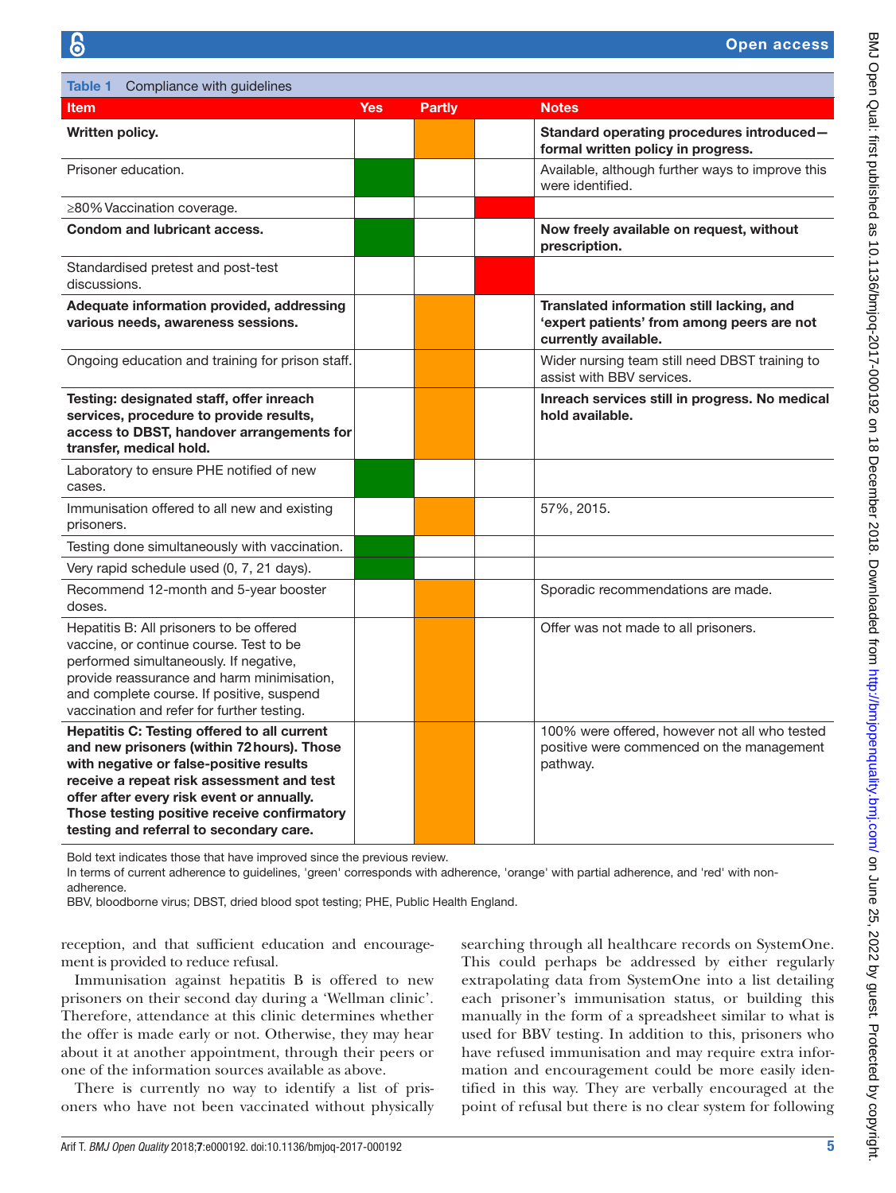**Table 1** Compliance with guidelines

| Item | Yes | Partly | | Notes |
|---|---|---|---|---|
| **Written policy.** | | X | | **Standard operating procedures introduced—formal written policy in progress.** |
| Prisoner education. | X | | | Available, although further ways to improve this were identified. |
| ≥80% Vaccination coverage. | | | X | |
| **Condom and lubricant access.** | X | | | **Now freely available on request, without prescription.** |
| Standardised pretest and post-test discussions. | | | X | |
| **Adequate information provided, addressing various needs, awareness sessions.** | | X | | **Translated information still lacking, and 'expert patients' from among peers are not currently available.** |
| Ongoing education and training for prison staff. | | X | | Wider nursing team still need DBST training to assist with BBV services. |
| **Testing: designated staff, offer inreach services, procedure to provide results, access to DBST, handover arrangements for transfer, medical hold.** | | X | | **Inreach services still in progress. No medical hold available.** |
| Laboratory to ensure PHE notified of new cases. | X | | | |
| Immunisation offered to all new and existing prisoners. | | X | | 57%, 2015. |
| Testing done simultaneously with vaccination. | X | | | |
| Very rapid schedule used (0, 7, 21 days). | X | | | |
| Recommend 12-month and 5-year booster doses. | | X | | Sporadic recommendations are made. |
| Hepatitis B: All prisoners to be offered vaccine, or continue course. Test to be performed simultaneously. If negative, provide reassurance and harm minimisation, and complete course. If positive, suspend vaccination and refer for further testing. | | X | | Offer was not made to all prisoners. |
| **Hepatitis C: Testing offered to all current and new prisoners (within 72 hours). Those with negative or false-positive results receive a repeat risk assessment and test offer after every risk event or annually. Those testing positive receive confirmatory testing and referral to secondary care.** | | X | | 100% were offered, however not all who tested positive were commenced on the management pathway. |

Bold text indicates those that have improved since the previous review.
In terms of current adherence to guidelines, 'green' corresponds with adherence, 'orange' with partial adherence, and 'red' with non-adherence.
BBV, bloodborne virus; DBST, dried blood spot testing; PHE, Public Health England.

reception, and that sufficient education and encouragement is provided to reduce refusal.

Immunisation against hepatitis B is offered to new prisoners on their second day during a 'Wellman clinic'. Therefore, attendance at this clinic determines whether the offer is made early or not. Otherwise, they may hear about it at another appointment, through their peers or one of the information sources available as above.

There is currently no way to identify a list of prisoners who have not been vaccinated without physically searching through all healthcare records on SystemOne. This could perhaps be addressed by either regularly extrapolating data from SystemOne into a list detailing each prisoner's immunisation status, or building this manually in the form of a spreadsheet similar to what is used for BBV testing. In addition to this, prisoners who have refused immunisation and may require extra information and encouragement could be more easily identified in this way. They are verbally encouraged at the point of refusal but there is no clear system for following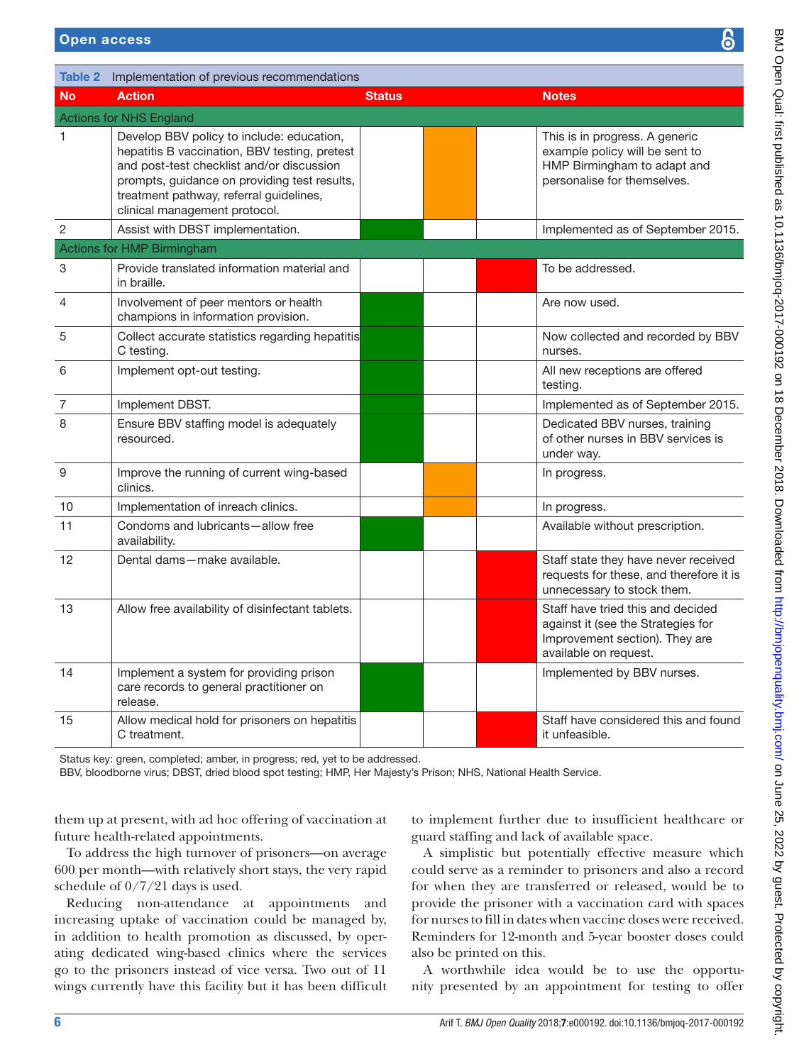**Table 2** Implementation of previous recommendations

| No | Action | Status | Notes |
|---|---|---|---|
| **Actions for NHS England** | | | |
| 1 | Develop BBV policy to include: education, hepatitis B vaccination, BBV testing, pretest and post-test checklist and/or discussion prompts, guidance on providing test results, treatment pathway, referral guidelines, clinical management protocol. | Amber | This is in progress. A generic example policy will be sent to HMP Birmingham to adapt and personalise for themselves. |
| 2 | Assist with DBST implementation. | Green | Implemented as of September 2015. |
| **Actions for HMP Birmingham** | | | |
| 3 | Provide translated information material and in braille. | Red | To be addressed. |
| 4 | Involvement of peer mentors or health champions in information provision. | Green | Are now used. |
| 5 | Collect accurate statistics regarding hepatitis C testing. | Green | Now collected and recorded by BBV nurses. |
| 6 | Implement opt-out testing. | Green | All new receptions are offered testing. |
| 7 | Implement DBST. | Green | Implemented as of September 2015. |
| 8 | Ensure BBV staffing model is adequately resourced. | Green | Dedicated BBV nurses, training of other nurses in BBV services is under way. |
| 9 | Improve the running of current wing-based clinics. | Amber | In progress. |
| 10 | Implementation of inreach clinics. | Amber | In progress. |
| 11 | Condoms and lubricants—allow free availability. | Green | Available without prescription. |
| 12 | Dental dams—make available. | Red | Staff state they have never received requests for these, and therefore it is unnecessary to stock them. |
| 13 | Allow free availability of disinfectant tablets. | Red | Staff have tried this and decided against it (see the Strategies for Improvement section). They are available on request. |
| 14 | Implement a system for providing prison care records to general practitioner on release. | Green | Implemented by BBV nurses. |
| 15 | Allow medical hold for prisoners on hepatitis C treatment. | Red | Staff have considered this and found it unfeasible. |

Status key: green, completed; amber, in progress; red, yet to be addressed.
BBV, bloodborne virus; DBST, dried blood spot testing; HMP, Her Majesty's Prison; NHS, National Health Service.

them up at present, with ad hoc offering of vaccination at future health-related appointments.

To address the high turnover of prisoners—on average 600 per month—with relatively short stays, the very rapid schedule of 0/7/21 days is used.

Reducing non-attendance at appointments and increasing uptake of vaccination could be managed by, in addition to health promotion as discussed, by operating dedicated wing-based clinics where the services go to the prisoners instead of vice versa. Two out of 11 wings currently have this facility but it has been difficult to implement further due to insufficient healthcare or guard staffing and lack of available space.

A simplistic but potentially effective measure which could serve as a reminder to prisoners and also a record for when they are transferred or released, would be to provide the prisoner with a vaccination card with spaces for nurses to fill in dates when vaccine doses were received. Reminders for 12-month and 5-year booster doses could also be printed on this.

A worthwhile idea would be to use the opportunity presented by an appointment for testing to offer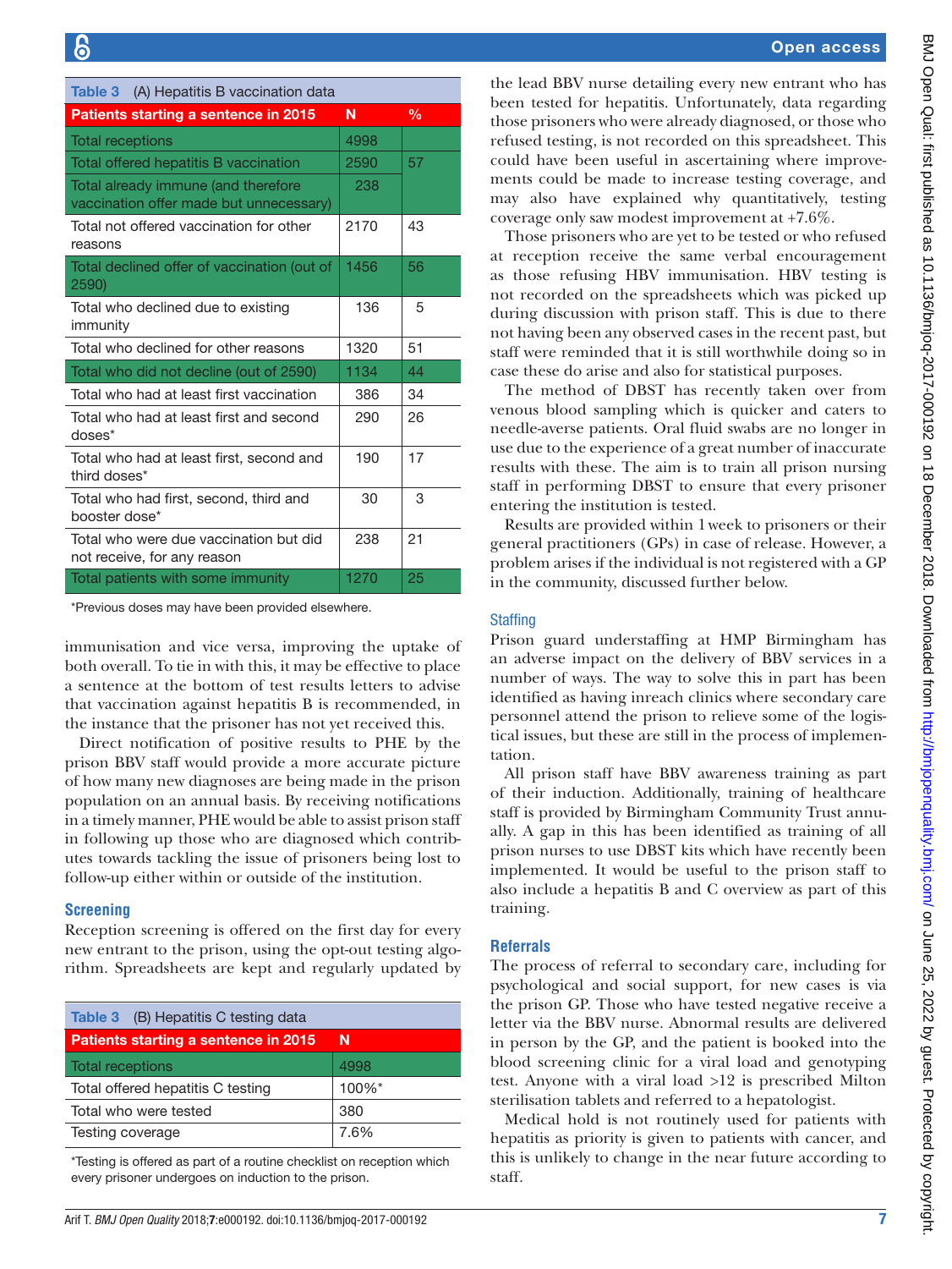**Table 3** (A) Hepatitis B vaccination data

| Patients starting a sentence in 2015 | N | % |
|---|---|---|
| Total receptions | 4998 | |
| Total offered hepatitis B vaccination | 2590 | 57 |
| Total already immune (and therefore vaccination offer made but unnecessary) | 238 | |
| Total not offered vaccination for other reasons | 2170 | 43 |
| Total declined offer of vaccination (out of 2590) | 1456 | 56 |
| Total who declined due to existing immunity | 136 | 5 |
| Total who declined for other reasons | 1320 | 51 |
| Total who did not decline (out of 2590) | 1134 | 44 |
| Total who had at least first vaccination | 386 | 34 |
| Total who had at least first and second doses* | 290 | 26 |
| Total who had at least first, second and third doses* | 190 | 17 |
| Total who had first, second, third and booster dose* | 30 | 3 |
| Total who were due vaccination but did not receive, for any reason | 238 | 21 |
| Total patients with some immunity | 1270 | 25 |

*Previous doses may have been provided elsewhere.

immunisation and vice versa, improving the uptake of both overall. To tie in with this, it may be effective to place a sentence at the bottom of test results letters to advise that vaccination against hepatitis B is recommended, in the instance that the prisoner has not yet received this.

Direct notification of positive results to PHE by the prison BBV staff would provide a more accurate picture of how many new diagnoses are being made in the prison population on an annual basis. By receiving notifications in a timely manner, PHE would be able to assist prison staff in following up those who are diagnosed which contributes towards tackling the issue of prisoners being lost to follow-up either within or outside of the institution.

### Screening

Reception screening is offered on the first day for every new entrant to the prison, using the opt-out testing algorithm. Spreadsheets are kept and regularly updated by the lead BBV nurse detailing every new entrant who has been tested for hepatitis. Unfortunately, data regarding those prisoners who were already diagnosed, or those who refused testing, is not recorded on this spreadsheet. This could have been useful in ascertaining where improvements could be made to increase testing coverage, and may also have explained why quantitatively, testing coverage only saw modest improvement at +7.6%.

**Table 3** (B) Hepatitis C testing data

| Patients starting a sentence in 2015 | N |
|---|---|
| Total receptions | 4998 |
| Total offered hepatitis C testing | 100%* |
| Total who were tested | 380 |
| Testing coverage | 7.6% |

*Testing is offered as part of a routine checklist on reception which every prisoner undergoes on induction to the prison.

Those prisoners who are yet to be tested or who refused at reception receive the same verbal encouragement as those refusing HBV immunisation. HBV testing is not recorded on the spreadsheets which was picked up during discussion with prison staff. This is due to there not having been any observed cases in the recent past, but staff were reminded that it is still worthwhile doing so in case these do arise and also for statistical purposes.

The method of DBST has recently taken over from venous blood sampling which is quicker and caters to needle-averse patients. Oral fluid swabs are no longer in use due to the experience of a great number of inaccurate results with these. The aim is to train all prison nursing staff in performing DBST to ensure that every prisoner entering the institution is tested.

Results are provided within 1 week to prisoners or their general practitioners (GPs) in case of release. However, a problem arises if the individual is not registered with a GP in the community, discussed further below.

### Staffing

Prison guard understaffing at HMP Birmingham has an adverse impact on the delivery of BBV services in a number of ways. The way to solve this in part has been identified as having inreach clinics where secondary care personnel attend the prison to relieve some of the logistical issues, but these are still in the process of implementation.

All prison staff have BBV awareness training as part of their induction. Additionally, training of healthcare staff is provided by Birmingham Community Trust annually. A gap in this has been identified as training of all prison nurses to use DBST kits which have recently been implemented. It would be useful to the prison staff to also include a hepatitis B and C overview as part of this training.

### Referrals

The process of referral to secondary care, including for psychological and social support, for new cases is via the prison GP. Those who have tested negative receive a letter via the BBV nurse. Abnormal results are delivered in person by the GP, and the patient is booked into the blood screening clinic for a viral load and genotyping test. Anyone with a viral load >12 is prescribed Milton sterilisation tablets and referred to a hepatologist.

Medical hold is not routinely used for patients with hepatitis as priority is given to patients with cancer, and this is unlikely to change in the near future according to staff.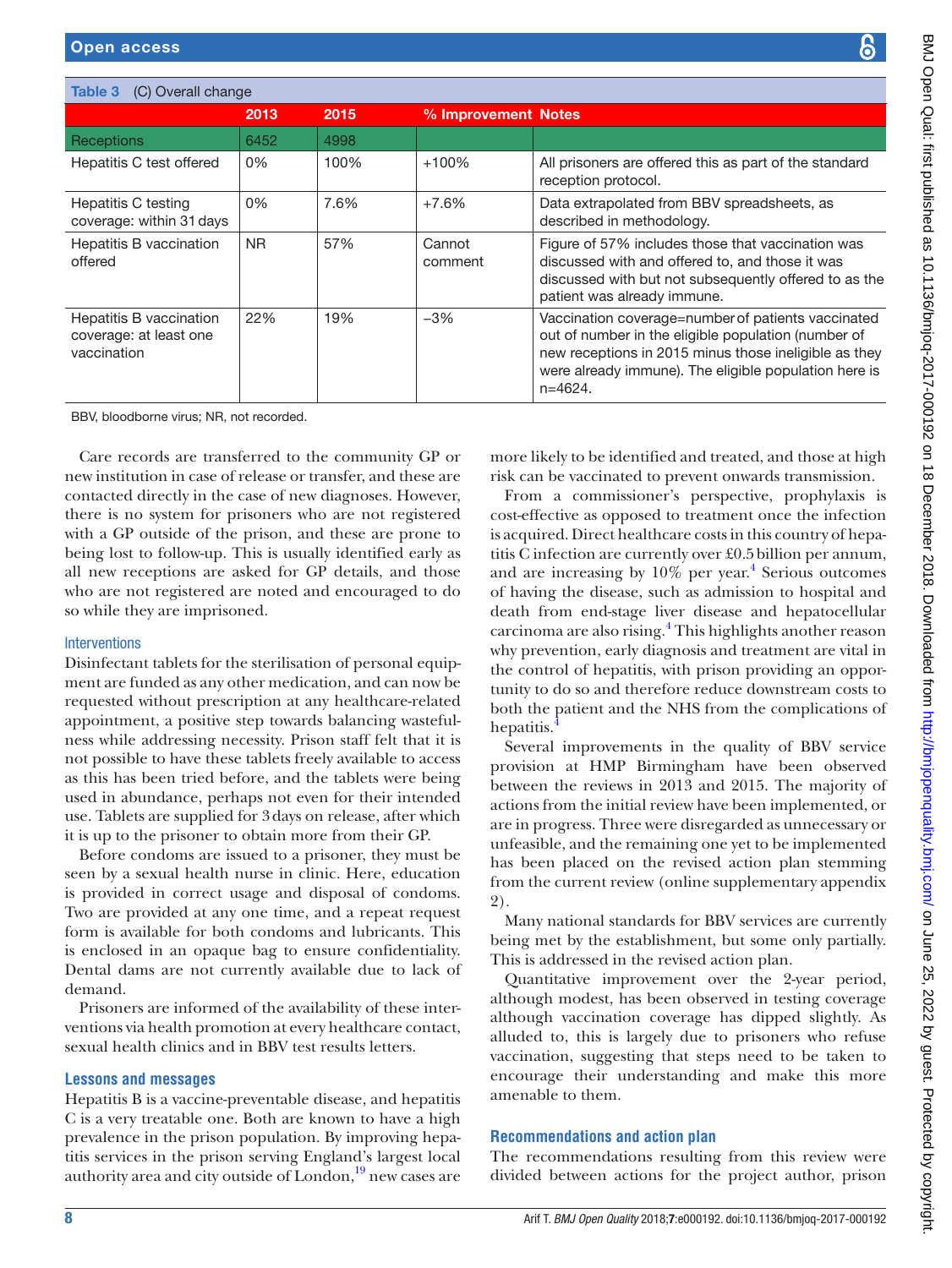**Table 3** (C) Overall change

|  | 2013 | 2015 | % Improvement | Notes |
|---|---|---|---|---|
| Receptions | 6452 | 4998 |  |  |
| Hepatitis C test offered | 0% | 100% | +100% | All prisoners are offered this as part of the standard reception protocol. |
| Hepatitis C testing coverage: within 31 days | 0% | 7.6% | +7.6% | Data extrapolated from BBV spreadsheets, as described in methodology. |
| Hepatitis B vaccination offered | NR | 57% | Cannot comment | Figure of 57% includes those that vaccination was discussed with and offered to, and those it was discussed with but not subsequently offered to as the patient was already immune. |
| Hepatitis B vaccination coverage: at least one vaccination | 22% | 19% | −3% | Vaccination coverage=number of patients vaccinated out of number in the eligible population (number of new receptions in 2015 minus those ineligible as they were already immune). The eligible population here is n=4624. |

BBV, bloodborne virus; NR, not recorded.

Care records are transferred to the community GP or new institution in case of release or transfer, and these are contacted directly in the case of new diagnoses. However, there is no system for prisoners who are not registered with a GP outside of the prison, and these are prone to being lost to follow-up. This is usually identified early as all new receptions are asked for GP details, and those who are not registered are noted and encouraged to do so while they are imprisoned.

### Interventions

Disinfectant tablets for the sterilisation of personal equipment are funded as any other medication, and can now be requested without prescription at any healthcare-related appointment, a positive step towards balancing wastefulness while addressing necessity. Prison staff felt that it is not possible to have these tablets freely available to access as this has been tried before, and the tablets were being used in abundance, perhaps not even for their intended use. Tablets are supplied for 3 days on release, after which it is up to the prisoner to obtain more from their GP.

Before condoms are issued to a prisoner, they must be seen by a sexual health nurse in clinic. Here, education is provided in correct usage and disposal of condoms. Two are provided at any one time, and a repeat request form is available for both condoms and lubricants. This is enclosed in an opaque bag to ensure confidentiality. Dental dams are not currently available due to lack of demand.

Prisoners are informed of the availability of these interventions via health promotion at every healthcare contact, sexual health clinics and in BBV test results letters.

## Lessons and messages

Hepatitis B is a vaccine-preventable disease, and hepatitis C is a very treatable one. Both are known to have a high prevalence in the prison population. By improving hepatitis services in the prison serving England's largest local authority area and city outside of London,[19] new cases are more likely to be identified and treated, and those at high risk can be vaccinated to prevent onwards transmission.

From a commissioner's perspective, prophylaxis is cost-effective as opposed to treatment once the infection is acquired. Direct healthcare costs in this country of hepatitis C infection are currently over £0.5 billion per annum, and are increasing by 10% per year.[4] Serious outcomes of having the disease, such as admission to hospital and death from end-stage liver disease and hepatocellular carcinoma are also rising.[4] This highlights another reason why prevention, early diagnosis and treatment are vital in the control of hepatitis, with prison providing an opportunity to do so and therefore reduce downstream costs to both the patient and the NHS from the complications of hepatitis.[4]

Several improvements in the quality of BBV service provision at HMP Birmingham have been observed between the reviews in 2013 and 2015. The majority of actions from the initial review have been implemented, or are in progress. Three were disregarded as unnecessary or unfeasible, and the remaining one yet to be implemented has been placed on the revised action plan stemming from the current review (online supplementary appendix 2).

Many national standards for BBV services are currently being met by the establishment, but some only partially. This is addressed in the revised action plan.

Quantitative improvement over the 2-year period, although modest, has been observed in testing coverage although vaccination coverage has dipped slightly. As alluded to, this is largely due to prisoners who refuse vaccination, suggesting that steps need to be taken to encourage their understanding and make this more amenable to them.

## Recommendations and action plan

The recommendations resulting from this review were divided between actions for the project author, prison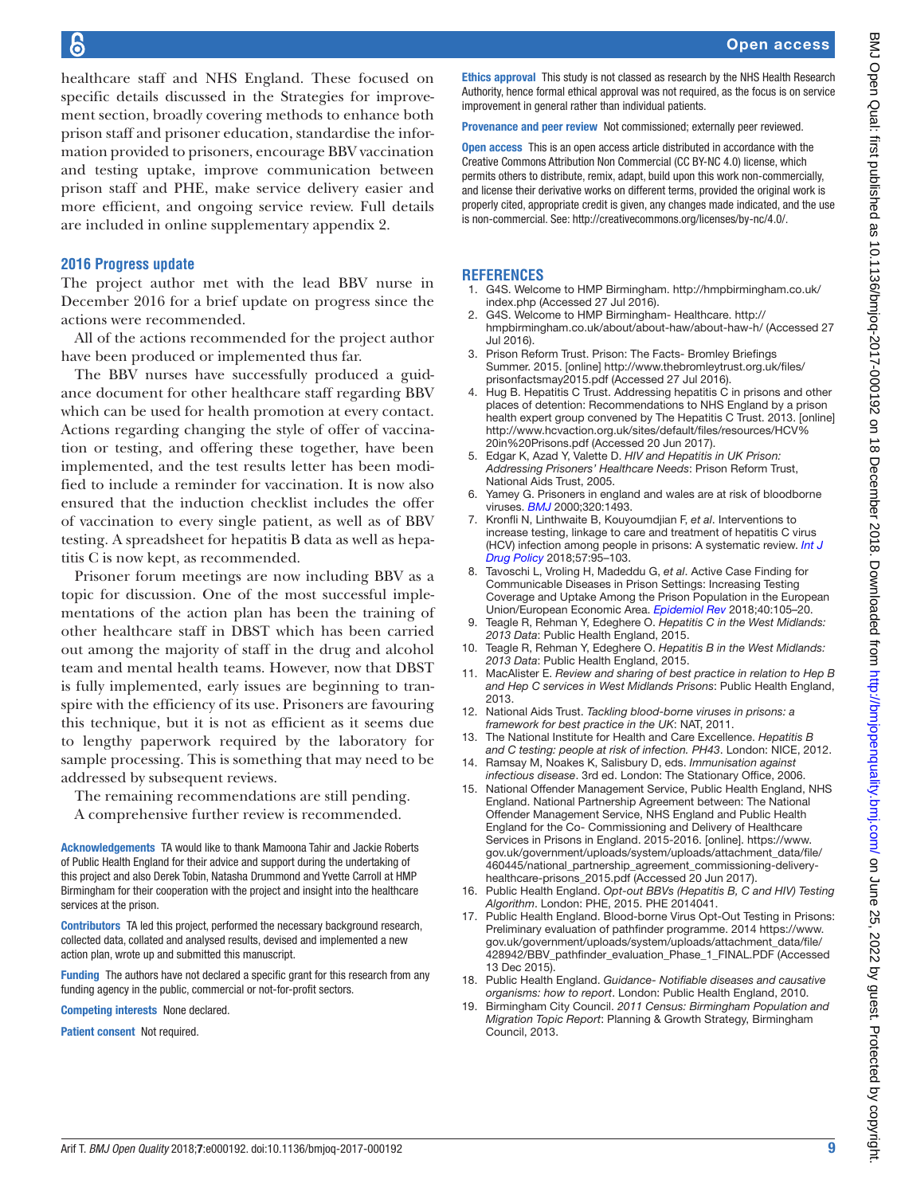healthcare staff and NHS England. These focused on specific details discussed in the Strategies for improvement section, broadly covering methods to enhance both prison staff and prisoner education, standardise the information provided to prisoners, encourage BBV vaccination and testing uptake, improve communication between prison staff and PHE, make service delivery easier and more efficient, and ongoing service review. Full details are included in online supplementary appendix 2.

## 2016 Progress update

The project author met with the lead BBV nurse in December 2016 for a brief update on progress since the actions were recommended.

All of the actions recommended for the project author have been produced or implemented thus far.

The BBV nurses have successfully produced a guidance document for other healthcare staff regarding BBV which can be used for health promotion at every contact. Actions regarding changing the style of offer of vaccination or testing, and offering these together, have been implemented, and the test results letter has been modified to include a reminder for vaccination. It is now also ensured that the induction checklist includes the offer of vaccination to every single patient, as well as of BBV testing. A spreadsheet for hepatitis B data as well as hepatitis C is now kept, as recommended.

Prisoner forum meetings are now including BBV as a topic for discussion. One of the most successful implementations of the action plan has been the training of other healthcare staff in DBST which has been carried out among the majority of staff in the drug and alcohol team and mental health teams. However, now that DBST is fully implemented, early issues are beginning to transpire with the efficiency of its use. Prisoners are favouring this technique, but it is not as efficient as it seems due to lengthy paperwork required by the laboratory for sample processing. This is something that may need to be addressed by subsequent reviews.

The remaining recommendations are still pending.

A comprehensive further review is recommended.

**Acknowledgements** TA would like to thank Mamoona Tahir and Jackie Roberts of Public Health England for their advice and support during the undertaking of this project and also Derek Tobin, Natasha Drummond and Yvette Carroll at HMP Birmingham for their cooperation with the project and insight into the healthcare services at the prison.

**Contributors** TA led this project, performed the necessary background research, collected data, collated and analysed results, devised and implemented a new action plan, wrote up and submitted this manuscript.

**Funding** The authors have not declared a specific grant for this research from any funding agency in the public, commercial or not-for-profit sectors.

**Competing interests** None declared.

**Patient consent** Not required.

**Ethics approval** This study is not classed as research by the NHS Health Research Authority, hence formal ethical approval was not required, as the focus is on service improvement in general rather than individual patients.

**Provenance and peer review** Not commissioned; externally peer reviewed.

**Open access** This is an open access article distributed in accordance with the Creative Commons Attribution Non Commercial (CC BY-NC 4.0) license, which permits others to distribute, remix, adapt, build upon this work non-commercially, and license their derivative works on different terms, provided the original work is properly cited, appropriate credit is given, any changes made indicated, and the use is non-commercial. See: http://creativecommons.org/licenses/by-nc/4.0/.

## REFERENCES

1. G4S. Welcome to HMP Birmingham. http://hmpbirmingham.co.uk/index.php (Accessed 27 Jul 2016).
2. G4S. Welcome to HMP Birmingham- Healthcare. http://hmpbirmingham.co.uk/about/about-haw/about-haw-h/ (Accessed 27 Jul 2016).
3. Prison Reform Trust. Prison: The Facts- Bromley Briefings Summer. 2015. [online] http://www.thebromleytrust.org.uk/files/prisonfactsmay2015.pdf (Accessed 27 Jul 2016).
4. Hug B. Hepatitis C Trust. Addressing hepatitis C in prisons and other places of detention: Recommendations to NHS England by a prison health expert group convened by The Hepatitis C Trust. 2013. [online] http://www.hcvaction.org.uk/sites/default/files/resources/HCV%20in%20Prisons.pdf (Accessed 20 Jun 2017).
5. Edgar K, Azad Y, Valette D. *HIV and Hepatitis in UK Prison: Addressing Prisoners' Healthcare Needs*: Prison Reform Trust, National Aids Trust, 2005.
6. Yamey G. Prisoners in england and wales are at risk of bloodborne viruses. *BMJ* 2000;320:1493.
7. Kronfli N, Linthwaite B, Kouyoumdjian F, *et al*. Interventions to increase testing, linkage to care and treatment of hepatitis C virus (HCV) infection among people in prisons: A systematic review. *Int J Drug Policy* 2018;57:95–103.
8. Tavoschi L, Vroling H, Madeddu G, *et al*. Active Case Finding for Communicable Diseases in Prison Settings: Increasing Testing Coverage and Uptake Among the Prison Population in the European Union/European Economic Area. *Epidemiol Rev* 2018;40:105–20.
9. Teagle R, Rehman Y, Edeghere O. *Hepatitis C in the West Midlands: 2013 Data*: Public Health England, 2015.
10. Teagle R, Rehman Y, Edeghere O. *Hepatitis B in the West Midlands: 2013 Data*: Public Health England, 2015.
11. MacAlister E. *Review and sharing of best practice in relation to Hep B and Hep C services in West Midlands Prisons*: Public Health England, 2013.
12. National Aids Trust. *Tackling blood-borne viruses in prisons: a framework for best practice in the UK*: NAT, 2011.
13. The National Institute for Health and Care Excellence. *Hepatitis B and C testing: people at risk of infection. PH43*. London: NICE, 2012.
14. Ramsay M, Noakes K, Salisbury D, eds. *Immunisation against infectious disease*. 3rd ed. London: The Stationary Office, 2006.
15. National Offender Management Service, Public Health England, NHS England. National Partnership Agreement between: The National Offender Management Service, NHS England and Public Health England for the Co- Commissioning and Delivery of Healthcare Services in Prisons in England. 2015-2016. [online]. https://www.gov.uk/government/uploads/system/uploads/attachment_data/file/460445/national_partnership_agreement_commissioning-delivery-healthcare-prisons_2015.pdf (Accessed 20 Jun 2017).
16. Public Health England. *Opt-out BBVs (Hepatitis B, C and HIV) Testing Algorithm*. London: PHE, 2015. PHE 2014041.
17. Public Health England. Blood-borne Virus Opt-Out Testing in Prisons: Preliminary evaluation of pathfinder programme. 2014 https://www.gov.uk/government/uploads/system/uploads/attachment_data/file/428942/BBV_pathfinder_evaluation_Phase_1_FINAL.PDF (Accessed 13 Dec 2015).
18. Public Health England. *Guidance- Notifiable diseases and causative organisms: how to report*. London: Public Health England, 2010.
19. Birmingham City Council. *2011 Census: Birmingham Population and Migration Topic Report*: Planning & Growth Strategy, Birmingham Council, 2013.